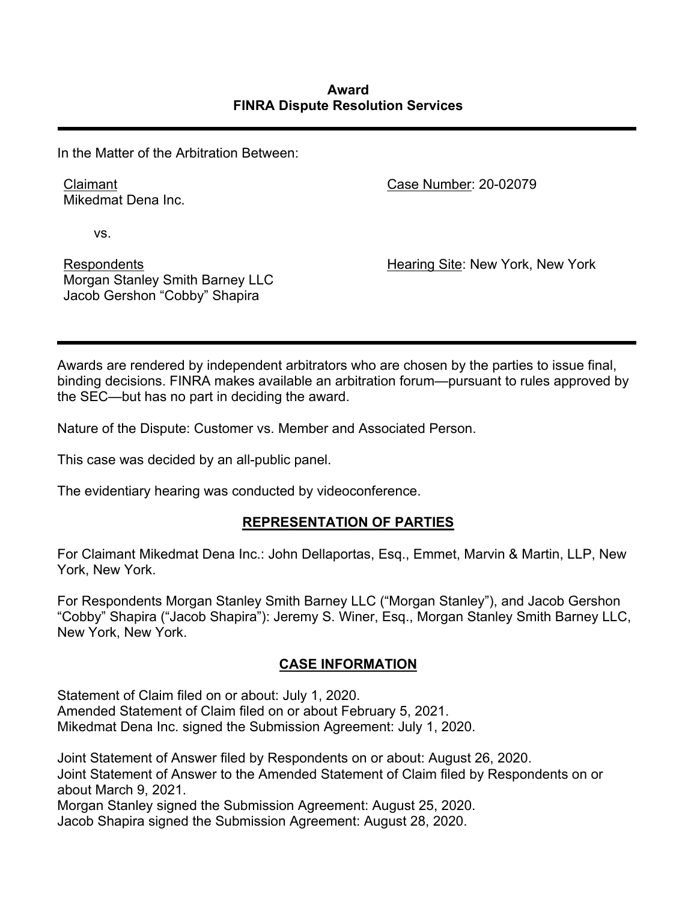**Award**
**FINRA Dispute Resolution Services**

---

In the Matter of the Arbitration Between:

Claimant
Mikedmat Dena Inc.

Case Number: 20-02079

vs.

Respondents
Morgan Stanley Smith Barney LLC
Jacob Gershon "Cobby" Shapira

Hearing Site: New York, New York

---

Awards are rendered by independent arbitrators who are chosen by the parties to issue final, binding decisions. FINRA makes available an arbitration forum—pursuant to rules approved by the SEC—but has no part in deciding the award.

Nature of the Dispute: Customer vs. Member and Associated Person.

This case was decided by an all-public panel.

The evidentiary hearing was conducted by videoconference.

## REPRESENTATION OF PARTIES

For Claimant Mikedmat Dena Inc.: John Dellaportas, Esq., Emmet, Marvin & Martin, LLP, New York, New York.

For Respondents Morgan Stanley Smith Barney LLC ("Morgan Stanley"), and Jacob Gershon "Cobby" Shapira ("Jacob Shapira"): Jeremy S. Winer, Esq., Morgan Stanley Smith Barney LLC, New York, New York.

## CASE INFORMATION

Statement of Claim filed on or about: July 1, 2020.
Amended Statement of Claim filed on or about February 5, 2021.
Mikedmat Dena Inc. signed the Submission Agreement: July 1, 2020.

Joint Statement of Answer filed by Respondents on or about: August 26, 2020.
Joint Statement of Answer to the Amended Statement of Claim filed by Respondents on or about March 9, 2021.
Morgan Stanley signed the Submission Agreement: August 25, 2020.
Jacob Shapira signed the Submission Agreement: August 28, 2020.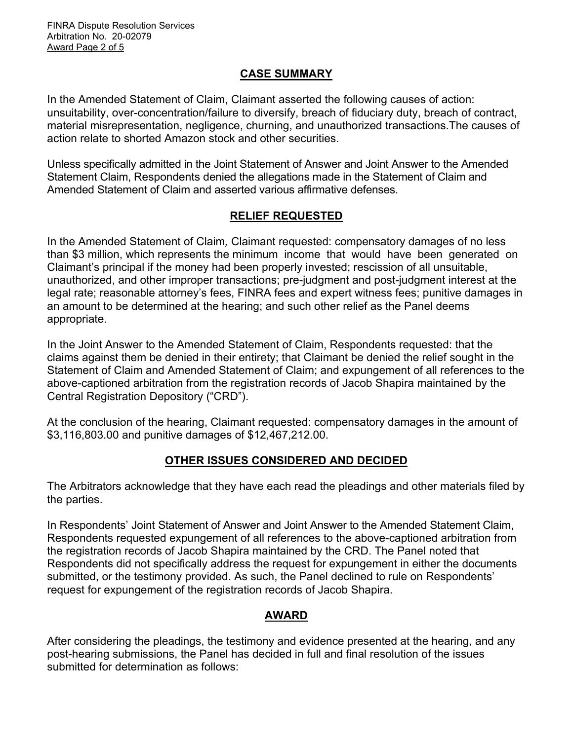## CASE SUMMARY

In the Amended Statement of Claim, Claimant asserted the following causes of action: unsuitability, over-concentration/failure to diversify, breach of fiduciary duty, breach of contract, material misrepresentation, negligence, churning, and unauthorized transactions.The causes of action relate to shorted Amazon stock and other securities.

Unless specifically admitted in the Joint Statement of Answer and Joint Answer to the Amended Statement Claim, Respondents denied the allegations made in the Statement of Claim and Amended Statement of Claim and asserted various affirmative defenses.

## RELIEF REQUESTED

In the Amended Statement of Claim*,* Claimant requested: compensatory damages of no less than $3 million, which represents the minimum income that would have been generated on Claimant's principal if the money had been properly invested; rescission of all unsuitable, unauthorized, and other improper transactions; pre-judgment and post-judgment interest at the legal rate; reasonable attorney's fees, FINRA fees and expert witness fees; punitive damages in an amount to be determined at the hearing; and such other relief as the Panel deems appropriate.

In the Joint Answer to the Amended Statement of Claim, Respondents requested: that the claims against them be denied in their entirety; that Claimant be denied the relief sought in the Statement of Claim and Amended Statement of Claim; and expungement of all references to the above-captioned arbitration from the registration records of Jacob Shapira maintained by the Central Registration Depository ("CRD").

At the conclusion of the hearing, Claimant requested: compensatory damages in the amount of $3,116,803.00 and punitive damages of $12,467,212.00.

## OTHER ISSUES CONSIDERED AND DECIDED

The Arbitrators acknowledge that they have each read the pleadings and other materials filed by the parties.

In Respondents' Joint Statement of Answer and Joint Answer to the Amended Statement Claim, Respondents requested expungement of all references to the above-captioned arbitration from the registration records of Jacob Shapira maintained by the CRD. The Panel noted that Respondents did not specifically address the request for expungement in either the documents submitted, or the testimony provided. As such, the Panel declined to rule on Respondents' request for expungement of the registration records of Jacob Shapira.

## AWARD

After considering the pleadings, the testimony and evidence presented at the hearing, and any post-hearing submissions, the Panel has decided in full and final resolution of the issues submitted for determination as follows: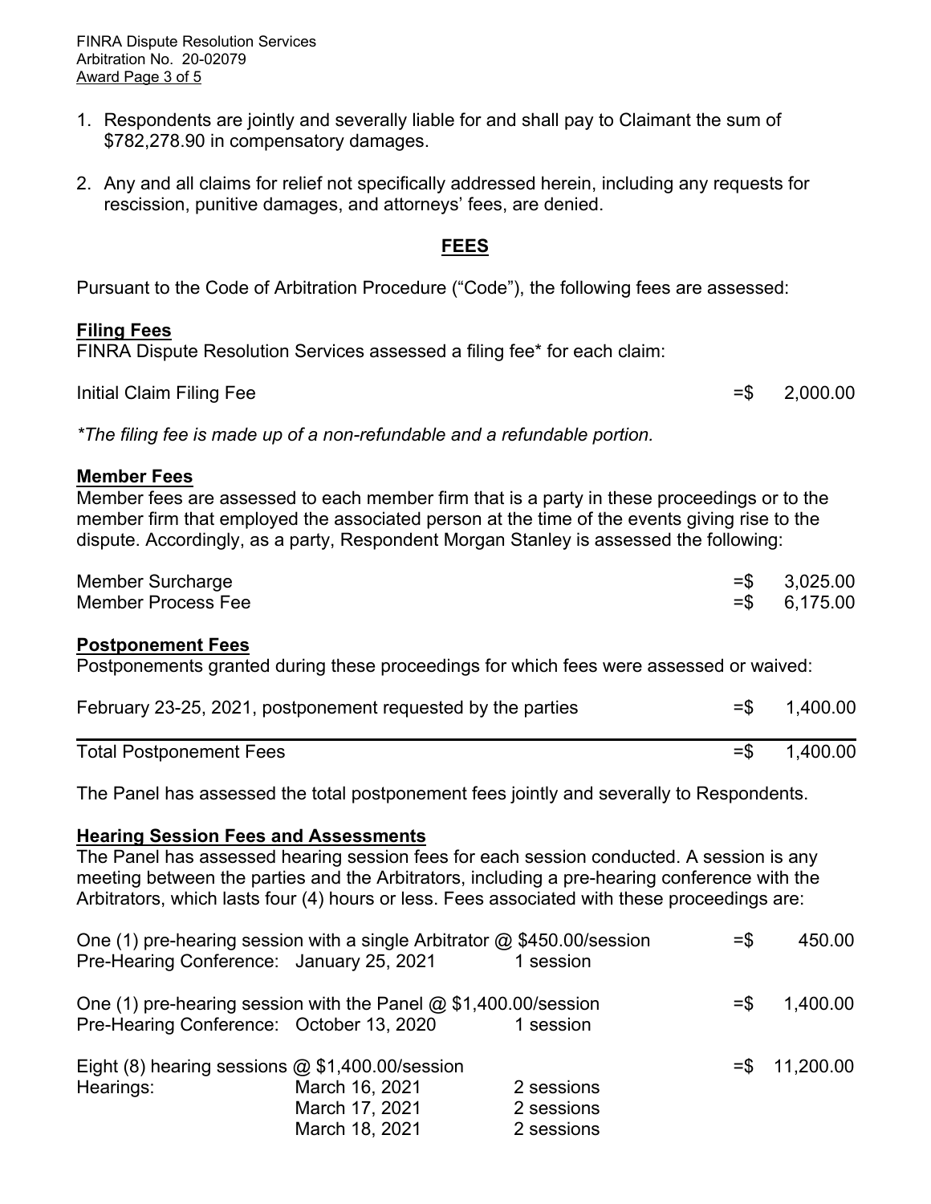1. Respondents are jointly and severally liable for and shall pay to Claimant the sum of $782,278.90 in compensatory damages.

2. Any and all claims for relief not specifically addressed herein, including any requests for rescission, punitive damages, and attorneys' fees, are denied.

## FEES

Pursuant to the Code of Arbitration Procedure ("Code"), the following fees are assessed:

**Filing Fees**

FINRA Dispute Resolution Services assessed a filing fee* for each claim:

| | |
|---|---|
| Initial Claim Filing Fee | =$ 2,000.00 |

*\*The filing fee is made up of a non-refundable and a refundable portion.*

**Member Fees**

Member fees are assessed to each member firm that is a party in these proceedings or to the member firm that employed the associated person at the time of the events giving rise to the dispute. Accordingly, as a party, Respondent Morgan Stanley is assessed the following:

| | |
|---|---|
| Member Surcharge | =$ 3,025.00 |
| Member Process Fee | =$ 6,175.00 |

**Postponement Fees**

Postponements granted during these proceedings for which fees were assessed or waived:

| | |
|---|---|
| February 23-25, 2021, postponement requested by the parties | =$ 1,400.00 |
| Total Postponement Fees | =$ 1,400.00 |

The Panel has assessed the total postponement fees jointly and severally to Respondents.

**Hearing Session Fees and Assessments**

The Panel has assessed hearing session fees for each session conducted. A session is any meeting between the parties and the Arbitrators, including a pre-hearing conference with the Arbitrators, which lasts four (4) hours or less. Fees associated with these proceedings are:

| | | | |
|---|---|---|---|
| One (1) pre-hearing session with a single Arbitrator @ $450.00/session | | | =$ 450.00 |
| Pre-Hearing Conference: | January 25, 2021 | 1 session | |
| One (1) pre-hearing session with the Panel @ $1,400.00/session | | | =$ 1,400.00 |
| Pre-Hearing Conference: | October 13, 2020 | 1 session | |
| Eight (8) hearing sessions @ $1,400.00/session | | | =$ 11,200.00 |
| Hearings: | March 16, 2021 | 2 sessions | |
| | March 17, 2021 | 2 sessions | |
| | March 18, 2021 | 2 sessions | |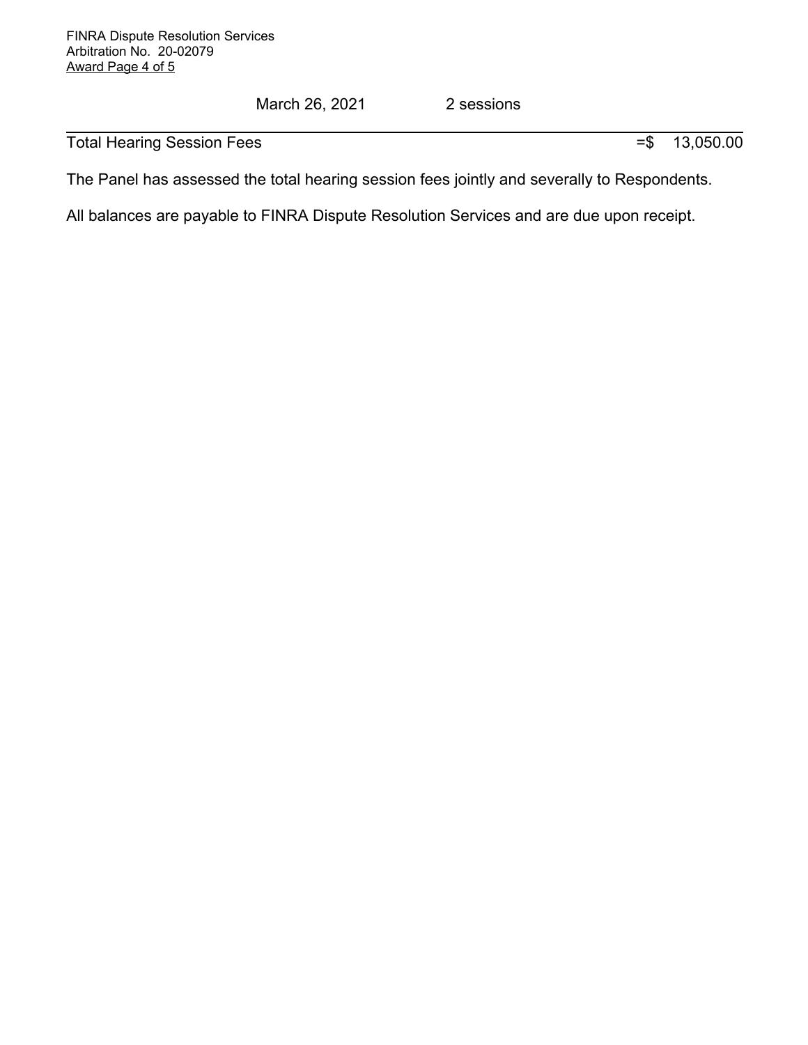| | | |
|---|---|---|
| | March 26, 2021 | 2 sessions |
| Total Hearing Session Fees | | =$ 13,050.00 |

The Panel has assessed the total hearing session fees jointly and severally to Respondents.

All balances are payable to FINRA Dispute Resolution Services and are due upon receipt.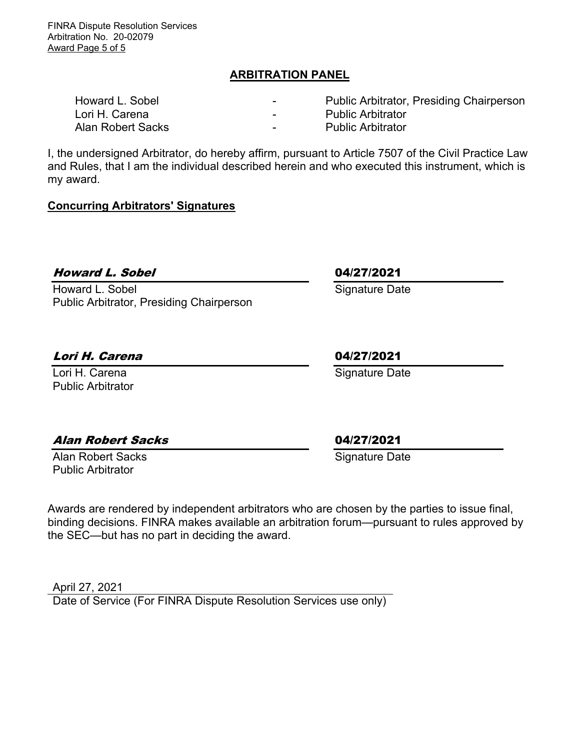## ARBITRATION PANEL

| | | |
|---|---|---|
| Howard L. Sobel | - | Public Arbitrator, Presiding Chairperson |
| Lori H. Carena | - | Public Arbitrator |
| Alan Robert Sacks | - | Public Arbitrator |

I, the undersigned Arbitrator, do hereby affirm, pursuant to Article 7507 of the Civil Practice Law and Rules, that I am the individual described herein and who executed this instrument, which is my award.

**Concurring Arbitrators' Signatures**

| | |
|---|---|
| *Howard L. Sobel* | **04/27/2021** |
| Howard L. Sobel<br>Public Arbitrator, Presiding Chairperson | Signature Date |
| *Lori H. Carena* | **04/27/2021** |
| Lori H. Carena<br>Public Arbitrator | Signature Date |
| *Alan Robert Sacks* | **04/27/2021** |
| Alan Robert Sacks<br>Public Arbitrator | Signature Date |

Awards are rendered by independent arbitrators who are chosen by the parties to issue final, binding decisions. FINRA makes available an arbitration forum—pursuant to rules approved by the SEC—but has no part in deciding the award.

April 27, 2021

Date of Service (For FINRA Dispute Resolution Services use only)